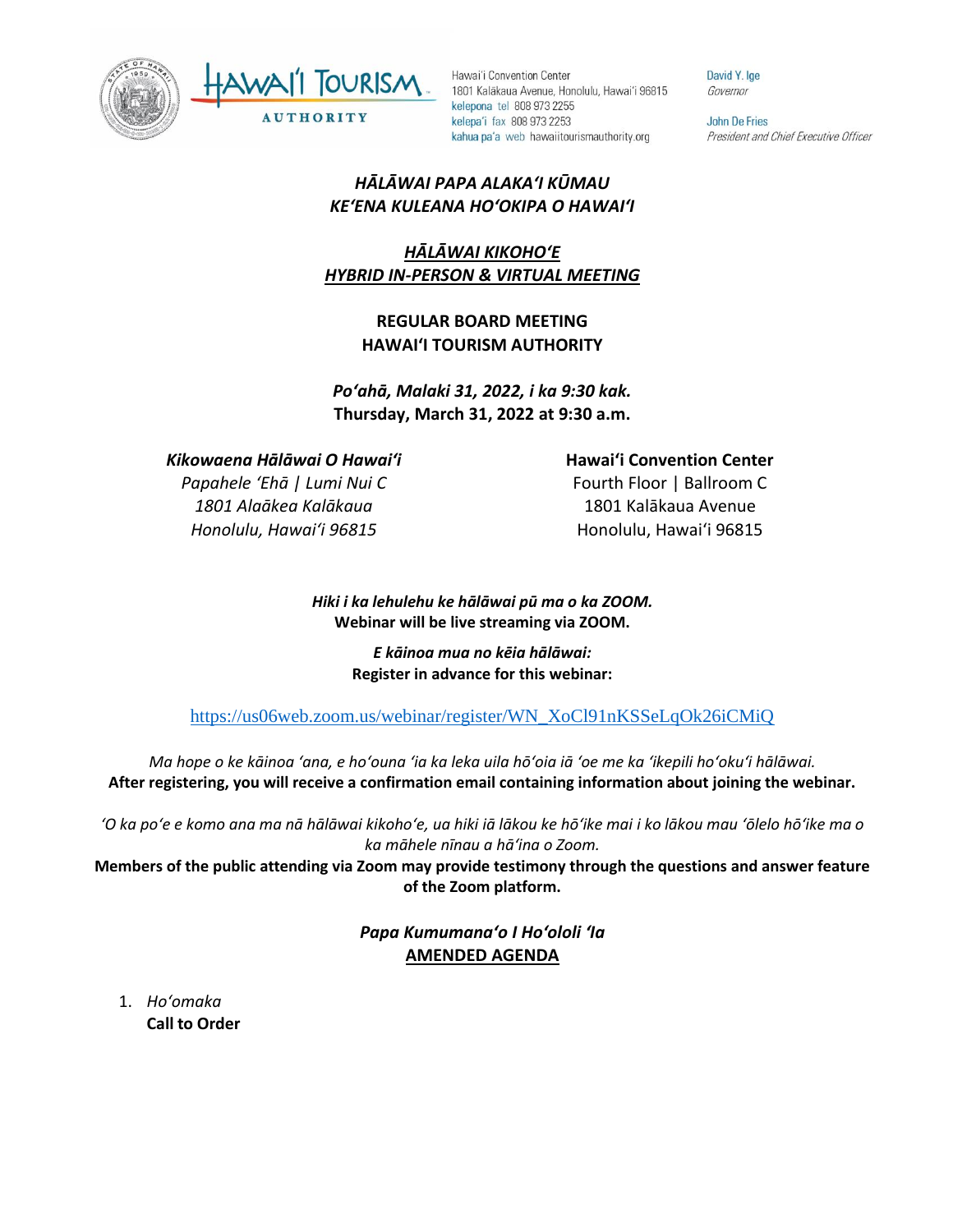Hawai'i Convention Center
1801 Kalākaua Avenue, Honolulu, Hawai'i 96815
kelepona tel 808 973 2255
kelepa'i fax 808 973 2253
kahua pa'a web hawaiitourismauthority.org

David Y. Ige
*Governor*

John De Fries
*President and Chief Executive Officer*

***HĀLĀWAI PAPA ALAKAʻI KŪMAU***
***KEʻENA KULEANA HOʻOKIPA O HAWAIʻI***

***<u>HĀLĀWAI KIKOHOʻE</u>***
***<u>HYBRID IN-PERSON & VIRTUAL MEETING</u>***

**REGULAR BOARD MEETING**
**HAWAIʻI TOURISM AUTHORITY**

***Poʻahā, Malaki 31, 2022, i ka 9:30 kak.***
**Thursday, March 31, 2022 at 9:30 a.m.**

***Kikowaena Hālāwai O Hawaiʻi***
*Papahele ʻEhā | Lumi Nui C*
*1801 Alaākea Kalākaua*
*Honolulu, Hawaiʻi 96815*

**Hawaiʻi Convention Center**
Fourth Floor | Ballroom C
1801 Kalākaua Avenue
Honolulu, Hawaiʻi 96815

***Hiki i ka lehulehu ke hālāwai pū ma o ka ZOOM.***
**Webinar will be live streaming via ZOOM.**

***E kāinoa mua no kēia hālāwai:***
**Register in advance for this webinar:**

https://us06web.zoom.us/webinar/register/WN_XoCl91nKSSeLqOk26iCMiQ

*Ma hope o ke kāinoa ʻana, e hoʻouna ʻia ka leka uila hōʻoia iā ʻoe me ka ʻikepili hoʻokuʻi hālāwai.*
**After registering, you will receive a confirmation email containing information about joining the webinar.**

*ʻO ka poʻe e komo ana ma nā hālāwai kikohoʻe, ua hiki iā lākou ke hōʻike mai i ko lākou mau ʻōlelo hōʻike ma o ka māhele nīnau a hāʻina o Zoom.*
**Members of the public attending via Zoom may provide testimony through the questions and answer feature of the Zoom platform.**

***Papa Kumumanaʻo I Hoʻololi ʻIa***
**<u>AMENDED AGENDA</u>**

1. *Hoʻomaka*
   **Call to Order**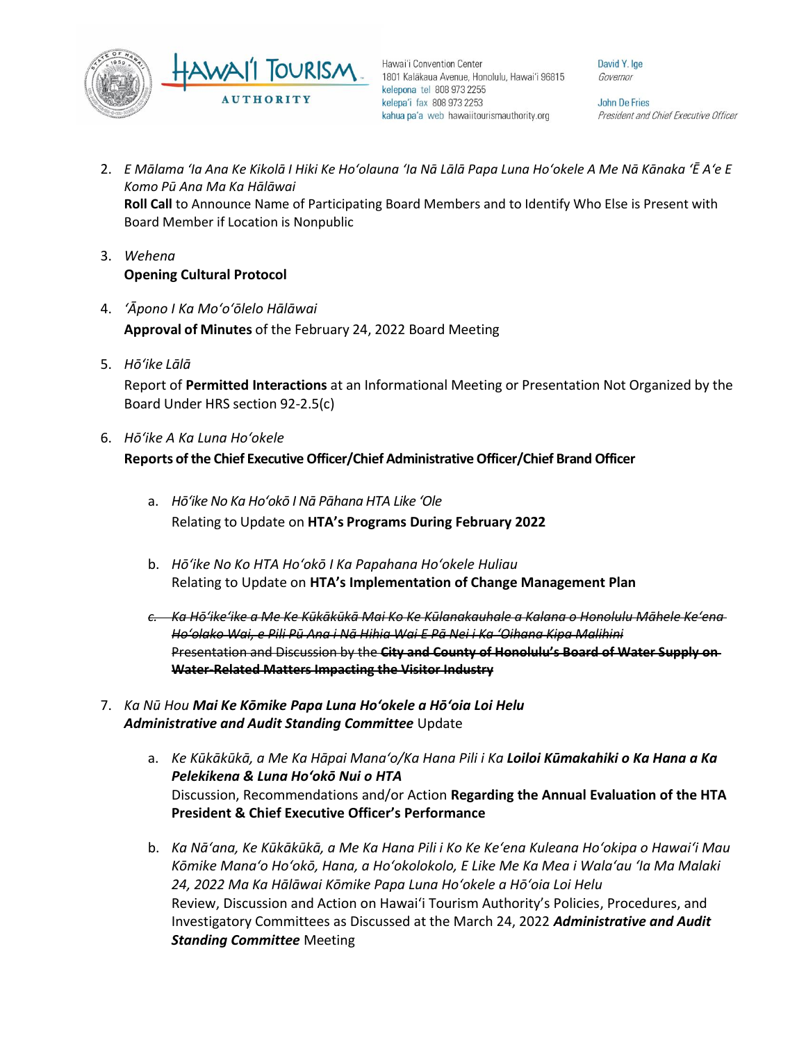2. *E Mālama ʻIa Ana Ke Kikolā I Hiki Ke Hoʻolauna ʻIa Nā Lālā Papa Luna Hoʻokele A Me Nā Kānaka ʻĒ Aʻe E Komo Pū Ana Ma Ka Hālāwai*
   **Roll Call** to Announce Name of Participating Board Members and to Identify Who Else is Present with Board Member if Location is Nonpublic

3. *Wehena*
   **Opening Cultural Protocol**

4. *ʻĀpono I Ka Moʻoʻōlelo Hālāwai*
   **Approval of Minutes** of the February 24, 2022 Board Meeting

5. *Hōʻike Lālā*
   Report of **Permitted Interactions** at an Informational Meeting or Presentation Not Organized by the Board Under HRS section 92-2.5(c)

6. *Hōʻike A Ka Luna Hoʻokele*
   **Reports of the Chief Executive Officer/Chief Administrative Officer/Chief Brand Officer**

   a. *Hōʻike No Ka Hoʻokō I Nā Pāhana HTA Like ʻOle*
      Relating to Update on **HTA's Programs During February 2022**

   b. *Hōʻike No Ko HTA Hoʻokō I Ka Papahana Hoʻokele Huliau*
      Relating to Update on **HTA's Implementation of Change Management Plan**

   ~~c. *Ka Hōʻikeʻike a Me Ke Kūkākūkā Mai Ko Ke Kūlanakauhale a Kalana o Honolulu Māhele Keʻena Hoʻolako Wai, e Pili Pū Ana i Nā Hihia Wai E Pā Nei i Ka ʻOihana Kipa Malihini*~~
      ~~Presentation and Discussion by the **City and County of Honolulu's Board of Water Supply on Water-Related Matters Impacting the Visitor Industry**~~

7. *Ka Nū Hou **Mai Ke Kōmike Papa Luna Hoʻokele a Hōʻoia Loi Helu***
   ***Administrative and Audit Standing Committee*** Update

   a. *Ke Kūkākūkā, a Me Ka Hāpai Manaʻo/Ka Hana Pili i Ka **Loiloi Kūmakahiki o Ka Hana a Ka Pelekikena & Luna Hoʻokō Nui o HTA***
      Discussion, Recommendations and/or Action **Regarding the Annual Evaluation of the HTA President & Chief Executive Officer's Performance**

   b. *Ka Nāʻana, Ke Kūkākūkā, a Me Ka Hana Pili i Ko Ke Keʻena Kuleana Hoʻokipa o Hawaiʻi Mau Kōmike Manaʻo Hoʻokō, Hana, a Hoʻokolokolo, E Like Me Ka Mea i Walaʻau ʻIa Ma Malaki 24, 2022 Ma Ka Hālāwai Kōmike Papa Luna Hoʻokele a Hōʻoia Loi Helu*
      Review, Discussion and Action on Hawaiʻi Tourism Authority's Policies, Procedures, and Investigatory Committees as Discussed at the March 24, 2022 ***Administrative and Audit Standing Committee*** Meeting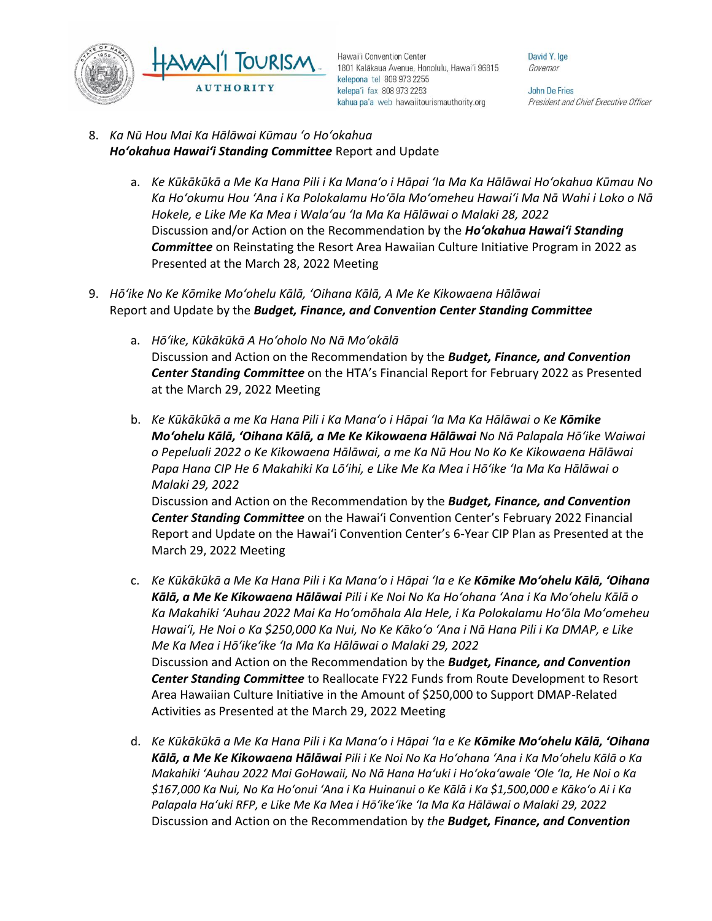8. *Ka Nū Hou Mai Ka Hālāwai Kūmau ʻo Hoʻokahua*
   ***Hoʻokahua Hawaiʻi Standing Committee*** Report and Update

   a. *Ke Kūkākūkā a Me Ka Hana Pili i Ka Manaʻo i Hāpai ʻIa Ma Ka Hālāwai Hoʻokahua Kūmau No Ka Hoʻokumu Hou ʻAna i Ka Polokalamu Hoʻōla Moʻomeheu Hawaiʻi Ma Nā Wahi i Loko o Nā Hokele, e Like Me Ka Mea i Walaʻau ʻIa Ma Ka Hālāwai o Malaki 28, 2022*
      Discussion and/or Action on the Recommendation by the ***Hoʻokahua Hawaiʻi Standing Committee*** on Reinstating the Resort Area Hawaiian Culture Initiative Program in 2022 as Presented at the March 28, 2022 Meeting

9. *Hōʻike No Ke Kōmike Moʻohelu Kālā, ʻOihana Kālā, A Me Ke Kikowaena Hālāwai*
   Report and Update by the ***Budget, Finance, and Convention Center Standing Committee***

   a. *Hōʻike, Kūkākūkā A Hoʻoholo No Nā Moʻokālā*
      Discussion and Action on the Recommendation by the ***Budget, Finance, and Convention Center Standing Committee*** on the HTA's Financial Report for February 2022 as Presented at the March 29, 2022 Meeting

   b. *Ke Kūkākūkā a me Ka Hana Pili i Ka Manaʻo i Hāpai ʻIa Ma Ka Hālāwai o Ke **Kōmike Moʻohelu Kālā, ʻOihana Kālā, a Me Ke Kikowaena Hālāwai** No Nā Palapala Hōʻike Waiwai o Pepeluali 2022 o Ke Kikowaena Hālāwai, a me Ka Nū Hou No Ko Ke Kikowaena Hālāwai Papa Hana CIP He 6 Makahiki Ka Lōʻihi, e Like Me Ka Mea i Hōʻike ʻIa Ma Ka Hālāwai o Malaki 29, 2022*
      Discussion and Action on the Recommendation by the ***Budget, Finance, and Convention Center Standing Committee*** on the Hawaiʻi Convention Center's February 2022 Financial Report and Update on the Hawaiʻi Convention Center's 6-Year CIP Plan as Presented at the March 29, 2022 Meeting

   c. *Ke Kūkākūkā a Me Ka Hana Pili i Ka Manaʻo i Hāpai ʻIa e Ke **Kōmike Moʻohelu Kālā, ʻOihana Kālā, a Me Ke Kikowaena Hālāwai** Pili i Ke Noi No Ka Hoʻohana ʻAna i Ka Moʻohelu Kālā o Ka Makahiki ʻAuhau 2022 Mai Ka Hoʻomōhala Ala Hele, i Ka Polokalamu Hoʻōla Moʻomeheu Hawaiʻi, He Noi o Ka $250,000 Ka Nui, No Ke Kākoʻo ʻAna i Nā Hana Pili i Ka DMAP, e Like Me Ka Mea i Hōʻikeʻike ʻIa Ma Ka Hālāwai o Malaki 29, 2022*
      Discussion and Action on the Recommendation by the ***Budget, Finance, and Convention Center Standing Committee*** to Reallocate FY22 Funds from Route Development to Resort Area Hawaiian Culture Initiative in the Amount of $250,000 to Support DMAP-Related Activities as Presented at the March 29, 2022 Meeting

   d. *Ke Kūkākūkā a Me Ka Hana Pili i Ka Manaʻo i Hāpai ʻIa e Ke **Kōmike Moʻohelu Kālā, ʻOihana Kālā, a Me Ke Kikowaena Hālāwai** Pili i Ke Noi No Ka Hoʻohana ʻAna i Ka Moʻohelu Kālā o Ka Makahiki ʻAuhau 2022 Mai GoHawaii, No Nā Hana Haʻuki i Hoʻokaʻawale ʻOle ʻIa, He Noi o Ka $167,000 Ka Nui, No Ka Hoʻonui ʻAna i Ka Huinanui o Ke Kālā i Ka $1,500,000 e Kākoʻo Ai i Ka Palapala Haʻuki RFP, e Like Me Ka Mea i Hōʻikeʻike ʻIa Ma Ka Hālāwai o Malaki 29, 2022*
      Discussion and Action on the Recommendation by *the* ***Budget, Finance, and Convention***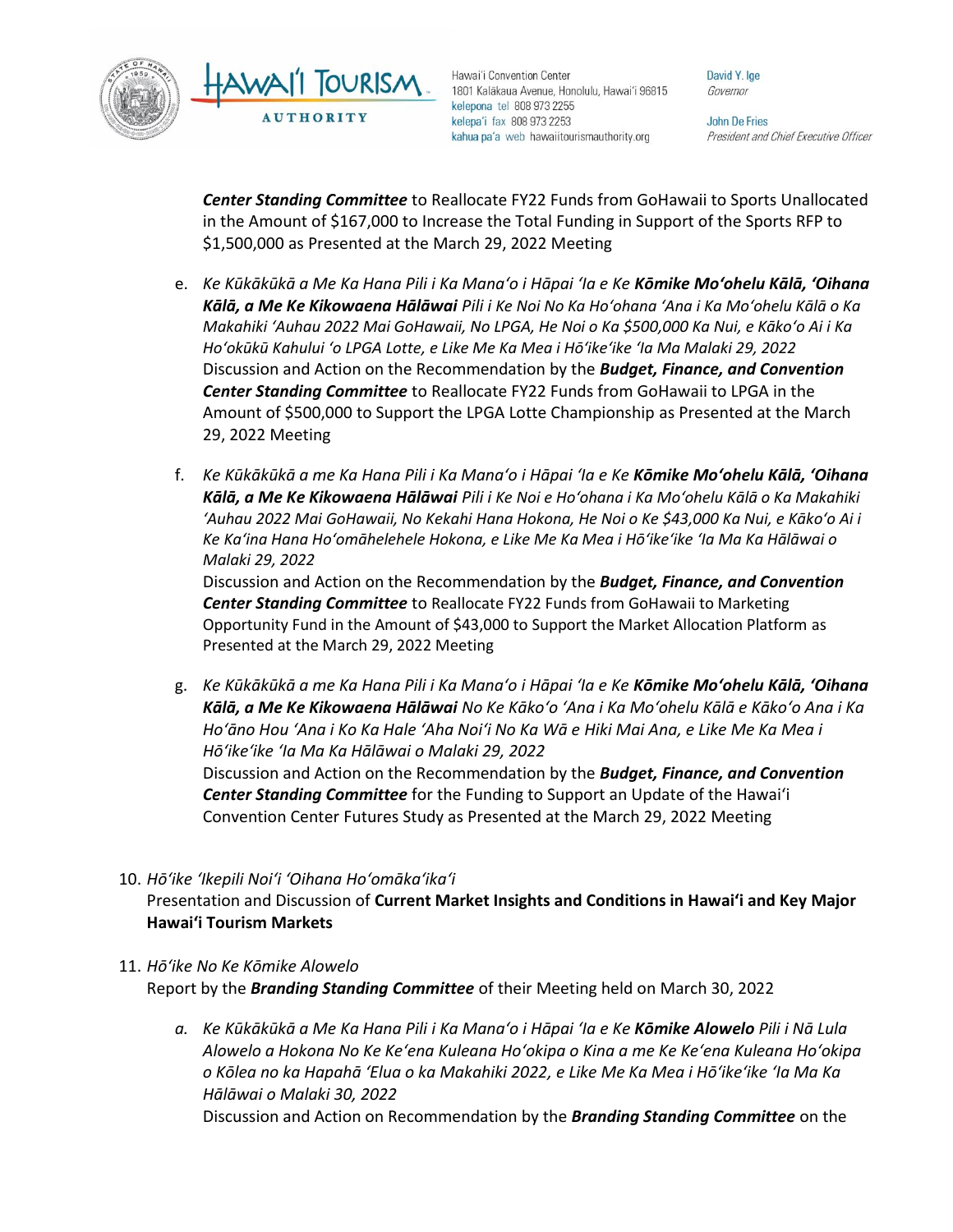***Center Standing Committee*** to Reallocate FY22 Funds from GoHawaii to Sports Unallocated in the Amount of $167,000 to Increase the Total Funding in Support of the Sports RFP to $1,500,000 as Presented at the March 29, 2022 Meeting

e. *Ke Kūkākūkā a Me Ka Hana Pili i Ka Manaʻo i Hāpai ʻIa e Ke* ***Kōmike Moʻohelu Kālā, ʻOihana Kālā, a Me Ke Kikowaena Hālāwai*** *Pili i Ke Noi No Ka Hoʻohana ʻAna i Ka Moʻohelu Kālā o Ka Makahiki ʻAuhau 2022 Mai GoHawaii, No LPGA, He Noi o Ka $500,000 Ka Nui, e Kākoʻo Ai i Ka Hoʻokūkū Kahului ʻo LPGA Lotte, e Like Me Ka Mea i Hōʻikeʻike ʻIa Ma Malaki 29, 2022*
Discussion and Action on the Recommendation by the ***Budget, Finance, and Convention Center Standing Committee*** to Reallocate FY22 Funds from GoHawaii to LPGA in the Amount of $500,000 to Support the LPGA Lotte Championship as Presented at the March 29, 2022 Meeting

f. *Ke Kūkākūkā a me Ka Hana Pili i Ka Manaʻo i Hāpai ʻIa e Ke* ***Kōmike Moʻohelu Kālā, ʻOihana Kālā, a Me Ke Kikowaena Hālāwai*** *Pili i Ke Noi e Hoʻohana i Ka Moʻohelu Kālā o Ka Makahiki ʻAuhau 2022 Mai GoHawaii, No Kekahi Hana Hokona, He Noi o Ke $43,000 Ka Nui, e Kākoʻo Ai i Ke Kaʻina Hana Hoʻomāhelehele Hokona, e Like Me Ka Mea i Hōʻikeʻike ʻIa Ma Ka Hālāwai o Malaki 29, 2022*
Discussion and Action on the Recommendation by the ***Budget, Finance, and Convention Center Standing Committee*** to Reallocate FY22 Funds from GoHawaii to Marketing Opportunity Fund in the Amount of $43,000 to Support the Market Allocation Platform as Presented at the March 29, 2022 Meeting

g. *Ke Kūkākūkā a me Ka Hana Pili i Ka Manaʻo i Hāpai ʻIa e Ke* ***Kōmike Moʻohelu Kālā, ʻOihana Kālā, a Me Ke Kikowaena Hālāwai*** *No Ke Kākoʻo ʻAna i Ka Moʻohelu Kālā e Kākoʻo Ana i Ka Hoʻāno Hou ʻAna i Ko Ka Hale ʻAha Noiʻi No Ka Wā e Hiki Mai Ana, e Like Me Ka Mea i Hōʻikeʻike ʻIa Ma Ka Hālāwai o Malaki 29, 2022*
Discussion and Action on the Recommendation by the ***Budget, Finance, and Convention Center Standing Committee*** for the Funding to Support an Update of the Hawaiʻi Convention Center Futures Study as Presented at the March 29, 2022 Meeting

10. *Hōʻike ʻIkepili Noiʻi ʻOihana Hoʻomākaʻikaʻi*
Presentation and Discussion of **Current Market Insights and Conditions in Hawaiʻi and Key Major Hawaiʻi Tourism Markets**

11. *Hōʻike No Ke Kōmike Alowelo*
Report by the ***Branding Standing Committee*** of their Meeting held on March 30, 2022

a. *Ke Kūkākūkā a Me Ka Hana Pili i Ka Manaʻo i Hāpai ʻIa e Ke* ***Kōmike Alowelo*** *Pili i Nā Lula Alowelo a Hokona No Ke Keʻena Kuleana Hoʻokipa o Kina a me Ke Keʻena Kuleana Hoʻokipa o Kōlea no ka Hapahā ʻElua o ka Makahiki 2022, e Like Me Ka Mea i Hōʻikeʻike ʻIa Ma Ka Hālāwai o Malaki 30, 2022*
Discussion and Action on Recommendation by the ***Branding Standing Committee*** on the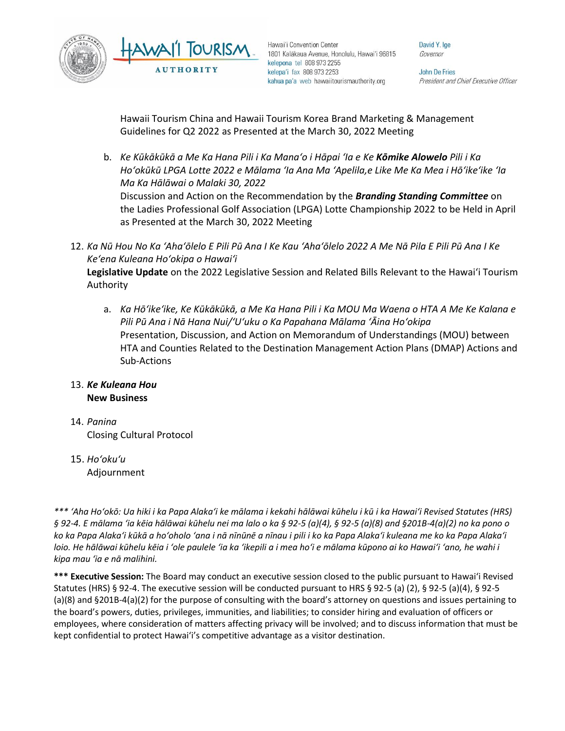Hawaii Tourism China and Hawaii Tourism Korea Brand Marketing & Management Guidelines for Q2 2022 as Presented at the March 30, 2022 Meeting

b. *Ke Kūkākūkā a Me Ka Hana Pili i Ka Manaʻo i Hāpai ʻIa e Ke **Kōmike Alowelo** Pili i Ka Hoʻokūkū LPGA Lotte 2022 e Mālama ʻIa Ana Ma ʻApelila,e Like Me Ka Mea i Hōʻikeʻike ʻIa Ma Ka Hālāwai o Malaki 30, 2022*
Discussion and Action on the Recommendation by the ***Branding Standing Committee*** on the Ladies Professional Golf Association (LPGA) Lotte Championship 2022 to be Held in April as Presented at the March 30, 2022 Meeting

12. *Ka Nū Hou No Ka ʻAhaʻōlelo E Pili Pū Ana I Ke Kau ʻAhaʻōlelo 2022 A Me Nā Pila E Pili Pū Ana I Ke Keʻena Kuleana Hoʻokipa o Hawaiʻi*
**Legislative Update** on the 2022 Legislative Session and Related Bills Relevant to the Hawaiʻi Tourism Authority

    a. *Ka Hōʻikeʻike, Ke Kūkākūkā, a Me Ka Hana Pili i Ka MOU Ma Waena o HTA A Me Ke Kalana e Pili Pū Ana i Nā Hana Nui/ʻUʻuku o Ka Papahana Mālama ʻĀina Hoʻokipa*
    Presentation, Discussion, and Action on Memorandum of Understandings (MOU) between HTA and Counties Related to the Destination Management Action Plans (DMAP) Actions and Sub-Actions

13. ***Ke Kuleana Hou***
**New Business**

14. *Panina*
Closing Cultural Protocol

15. *Hoʻokuʻu*
Adjournment

*\*\*\* ʻAha Hoʻokō: Ua hiki i ka Papa Alakaʻi ke mālama i kekahi hālāwai kūhelu i kū i ka Hawaiʻi Revised Statutes (HRS) § 92-4. E mālama ʻia kēia hālāwai kūhelu nei ma lalo o ka § 92-5 (a)(4), § 92-5 (a)(8) and §201B-4(a)(2) no ka pono o ko ka Papa Alakaʻi kūkā a hoʻoholo ʻana i nā nīnūnē a nīnau i pili i ko ka Papa Alakaʻi kuleana me ko ka Papa Alakaʻi loio. He hālāwai kūhelu kēia i ʻole paulele ʻia ka ʻikepili a i mea hoʻi e mālama kūpono ai ko Hawaiʻi ʻano, he wahi i kipa mau ʻia e nā malihini.*

**\*\*\* Executive Session:** The Board may conduct an executive session closed to the public pursuant to Hawaiʻi Revised Statutes (HRS) § 92-4. The executive session will be conducted pursuant to HRS § 92-5 (a) (2), § 92-5 (a)(4), § 92-5 (a)(8) and §201B-4(a)(2) for the purpose of consulting with the board's attorney on questions and issues pertaining to the board's powers, duties, privileges, immunities, and liabilities; to consider hiring and evaluation of officers or employees, where consideration of matters affecting privacy will be involved; and to discuss information that must be kept confidential to protect Hawaiʻi's competitive advantage as a visitor destination.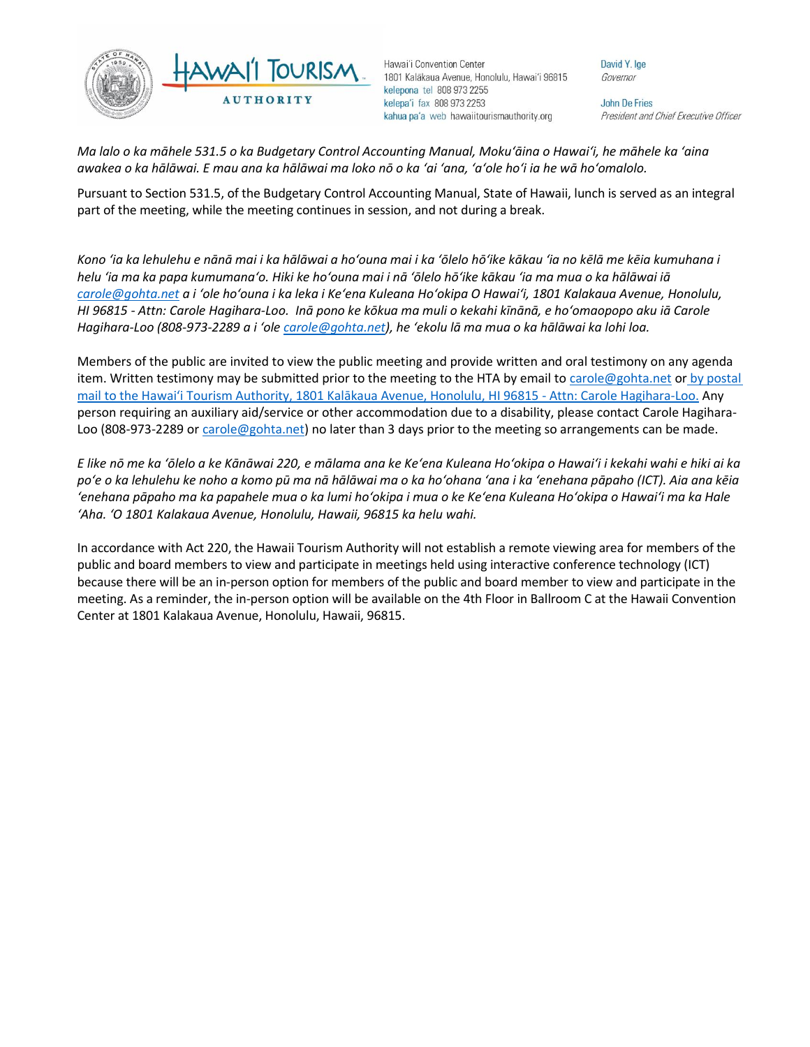Hawaiʻi Convention Center
1801 Kalākaua Avenue, Honolulu, Hawaiʻi 96815
kelepona tel 808 973 2255
kelepaʻi fax 808 973 2253
kahua paʻa web hawaiitourismauthority.org

David Y. Ige
*Governor*

John De Fries
*President and Chief Executive Officer*

*Ma lalo o ka māhele 531.5 o ka Budgetary Control Accounting Manual, Mokuʻāina o Hawaiʻi, he māhele ka ʻaina awakea o ka hālāwai. E mau ana ka hālāwai ma loko nō o ka ʻai ʻana, ʻaʻole hoʻi ia he wā hoʻomalolo.*

Pursuant to Section 531.5, of the Budgetary Control Accounting Manual, State of Hawaii, lunch is served as an integral part of the meeting, while the meeting continues in session, and not during a break.

*Kono ʻia ka lehulehu e nānā mai i ka hālāwai a hoʻouna mai i ka ʻōlelo hōʻike kākau ʻia no kēlā me kēia kumuhana i helu ʻia ma ka papa kumumanaʻo. Hiki ke hoʻouna mai i nā ʻōlelo hōʻike kākau ʻia ma mua o ka hālāwai iā carole@gohta.net a i ʻole hoʻouna i ka leka i Keʻena Kuleana Hoʻokipa O Hawaiʻi, 1801 Kalakaua Avenue, Honolulu, HI 96815 - Attn: Carole Hagihara-Loo. Inā pono ke kōkua ma muli o kekahi kīnānā, e hoʻomaopopo aku iā Carole Hagihara-Loo (808-973-2289 a i ʻole carole@gohta.net), he ʻekolu lā ma mua o ka hālāwai ka lohi loa.*

Members of the public are invited to view the public meeting and provide written and oral testimony on any agenda item. Written testimony may be submitted prior to the meeting to the HTA by email to carole@gohta.net or by postal mail to the Hawaiʻi Tourism Authority, 1801 Kalākaua Avenue, Honolulu, HI 96815 - Attn: Carole Hagihara-Loo. Any person requiring an auxiliary aid/service or other accommodation due to a disability, please contact Carole Hagihara-Loo (808-973-2289 or carole@gohta.net) no later than 3 days prior to the meeting so arrangements can be made.

*E like nō me ka ʻōlelo a ke Kānāwai 220, e mālama ana ke Keʻena Kuleana Hoʻokipa o Hawaiʻi i kekahi wahi e hiki ai ka poʻe o ka lehulehu ke noho a komo pū ma nā hālāwai ma o ka hoʻohana ʻana i ka ʻenehana pāpaho (ICT). Aia ana kēia ʻenehana pāpaho ma ka papahele mua o ka lumi hoʻokipa i mua o ke Keʻena Kuleana Hoʻokipa o Hawaiʻi ma ka Hale ʻAha. ʻO 1801 Kalakaua Avenue, Honolulu, Hawaii, 96815 ka helu wahi.*

In accordance with Act 220, the Hawaii Tourism Authority will not establish a remote viewing area for members of the public and board members to view and participate in meetings held using interactive conference technology (ICT) because there will be an in-person option for members of the public and board member to view and participate in the meeting. As a reminder, the in-person option will be available on the 4th Floor in Ballroom C at the Hawaii Convention Center at 1801 Kalakaua Avenue, Honolulu, Hawaii, 96815.